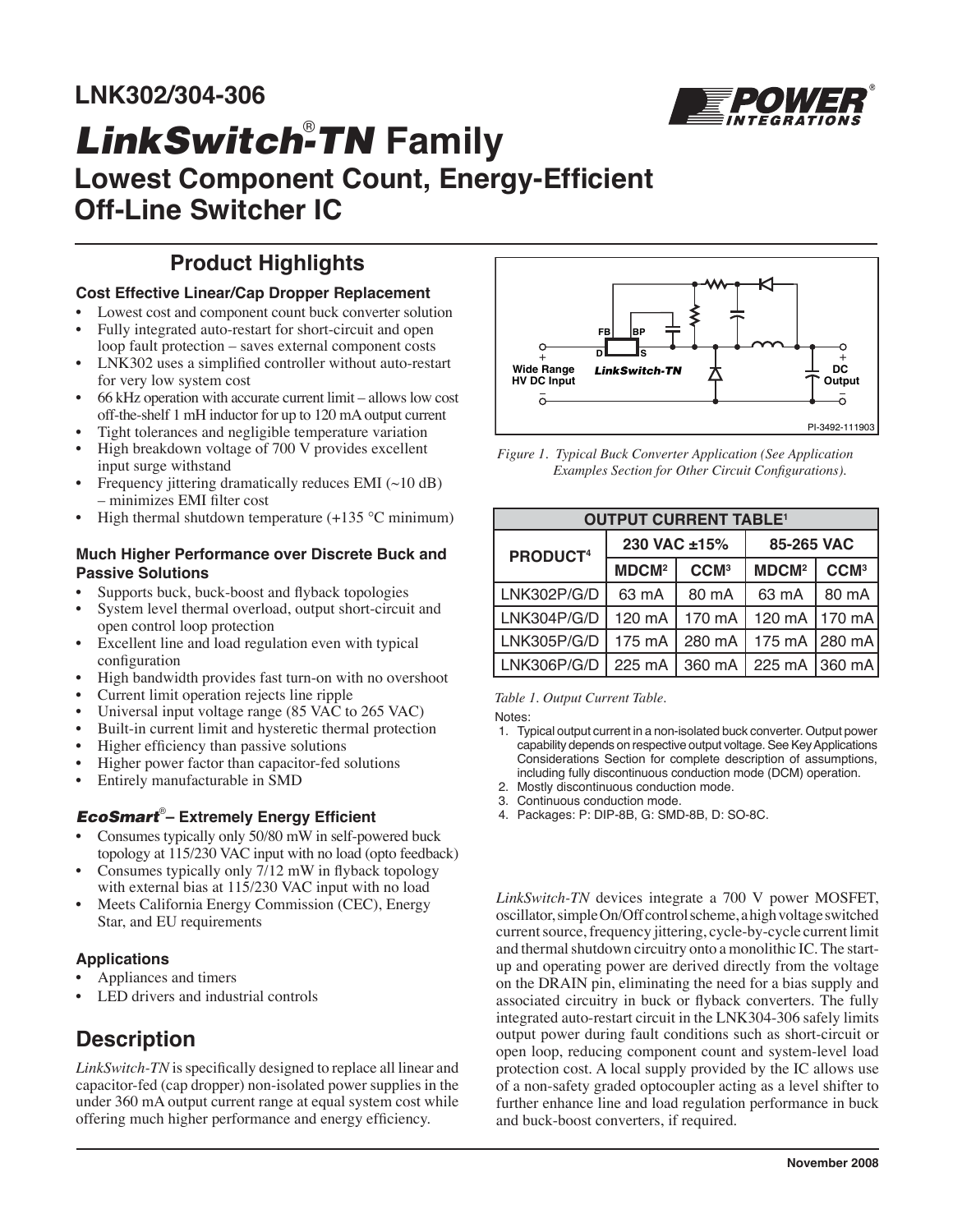# LNK302/304-306

# *LinkSwitch®-TN* Family

## Lowest Component Count, Energy-Efficient Off-Line Switcher IC

## Product Highlights

### Cost Effective Linear/Cap Dropper Replacement

- Lowest cost and component count buck converter solution
- Fully integrated auto-restart for short-circuit and open loop fault protection – saves external component costs
- LNK302 uses a simplified controller without auto-restart for very low system cost
- 66 kHz operation with accurate current limit – allows low cost off-the-shelf 1 mH inductor for up to 120 mA output current
- Tight tolerances and negligible temperature variation
- High breakdown voltage of 700 V provides excellent input surge withstand
- Frequency jittering dramatically reduces EMI (~10 dB) – minimizes EMI filter cost
- High thermal shutdown temperature (+135 °C minimum)

### Much Higher Performance over Discrete Buck and Passive Solutions

- Supports buck, buck-boost and flyback topologies
- System level thermal overload, output short-circuit and open control loop protection
- Excellent line and load regulation even with typical configuration
- High bandwidth provides fast turn-on with no overshoot
- Current limit operation rejects line ripple
- Universal input voltage range (85 VAC to 265 VAC)
- Built-in current limit and hysteretic thermal protection
- Higher efficiency than passive solutions
- Higher power factor than capacitor-fed solutions
- Entirely manufacturable in SMD

### *EcoSmart®* – Extremely Energy Efficient

- Consumes typically only 50/80 mW in self-powered buck topology at 115/230 VAC input with no load (opto feedback)
- Consumes typically only 7/12 mW in flyback topology with external bias at 115/230 VAC input with no load
- Meets California Energy Commission (CEC), Energy Star, and EU requirements

### Applications

- Appliances and timers
- LED drivers and industrial controls

## Description

*LinkSwitch-TN* is specifically designed to replace all linear and capacitor-fed (cap dropper) non-isolated power supplies in the under 360 mA output current range at equal system cost while offering much higher performance and energy efficiency.

*Figure 1. Typical Buck Converter Application (See Application Examples Section for Other Circuit Configurations).*

| PRODUCT[4] | 230 VAC ±15% | | 85-265 VAC | |
|---|---|---|---|---|
| | MDCM[2] | CCM[3] | MDCM[2] | CCM[3] |
| LNK302P/G/D | 63 mA | 80 mA | 63 mA | 80 mA |
| LNK304P/G/D | 120 mA | 170 mA | 120 mA | 170 mA |
| LNK305P/G/D | 175 mA | 280 mA | 175 mA | 280 mA |
| LNK306P/G/D | 225 mA | 360 mA | 225 mA | 360 mA |

*Table 1. Output Current Table.*

Notes:

1. Typical output current in a non-isolated buck converter. Output power capability depends on respective output voltage. See Key Applications Considerations Section for complete description of assumptions, including fully discontinuous conduction mode (DCM) operation.
2. Mostly discontinuous conduction mode.
3. Continuous conduction mode.
4. Packages: P: DIP-8B, G: SMD-8B, D: SO-8C.

*LinkSwitch-TN* devices integrate a 700 V power MOSFET, oscillator, simple On/Off control scheme, a high voltage switched current source, frequency jittering, cycle-by-cycle current limit and thermal shutdown circuitry onto a monolithic IC. The start-up and operating power are derived directly from the voltage on the DRAIN pin, eliminating the need for a bias supply and associated circuitry in buck or flyback converters. The fully integrated auto-restart circuit in the LNK304-306 safely limits output power during fault conditions such as short-circuit or open loop, reducing component count and system-level load protection cost. A local supply provided by the IC allows use of a non-safety graded optocoupler acting as a level shifter to further enhance line and load regulation performance in buck and buck-boost converters, if required.

November 2008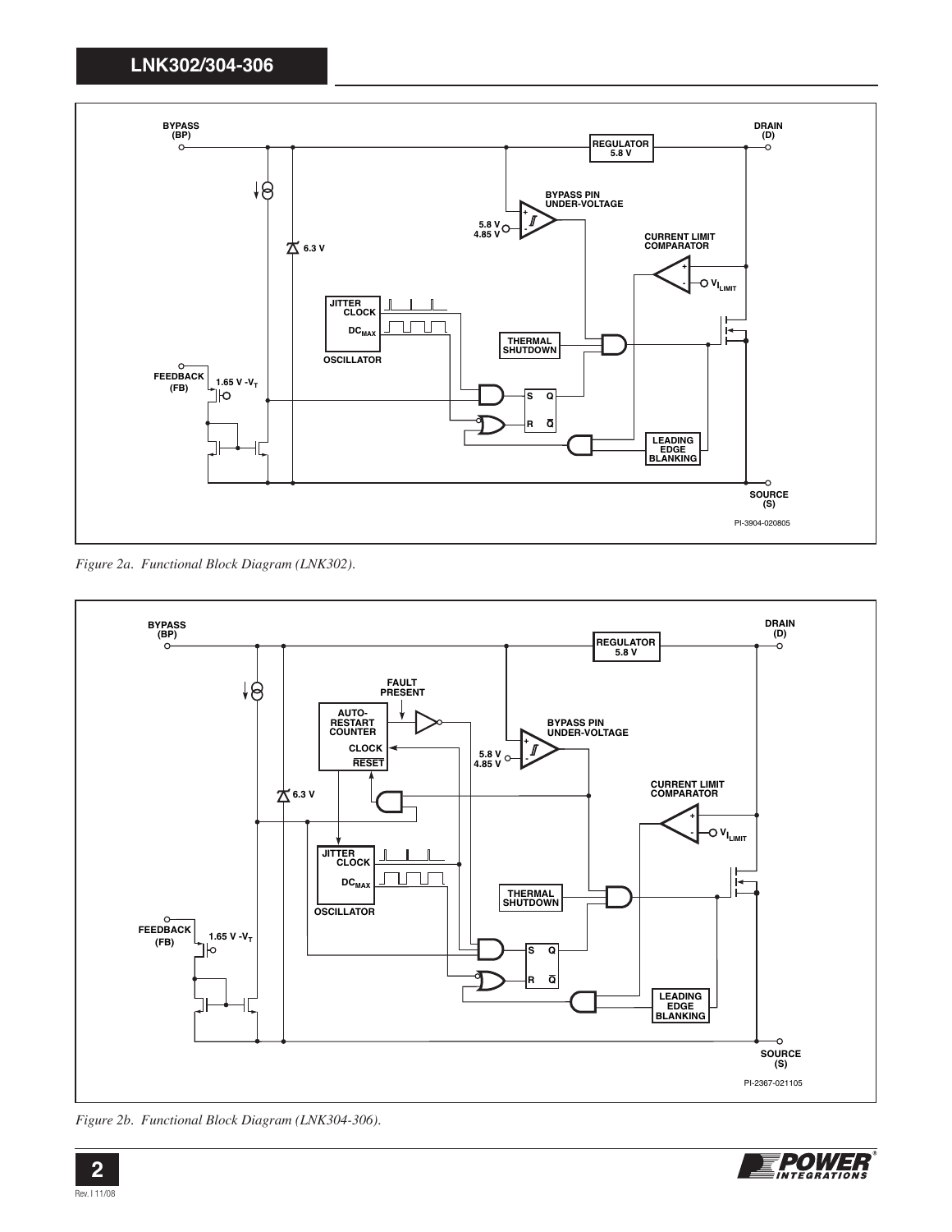Figure 2a. Functional Block Diagram (LNK302).

Figure 2b. Functional Block Diagram (LNK304-306).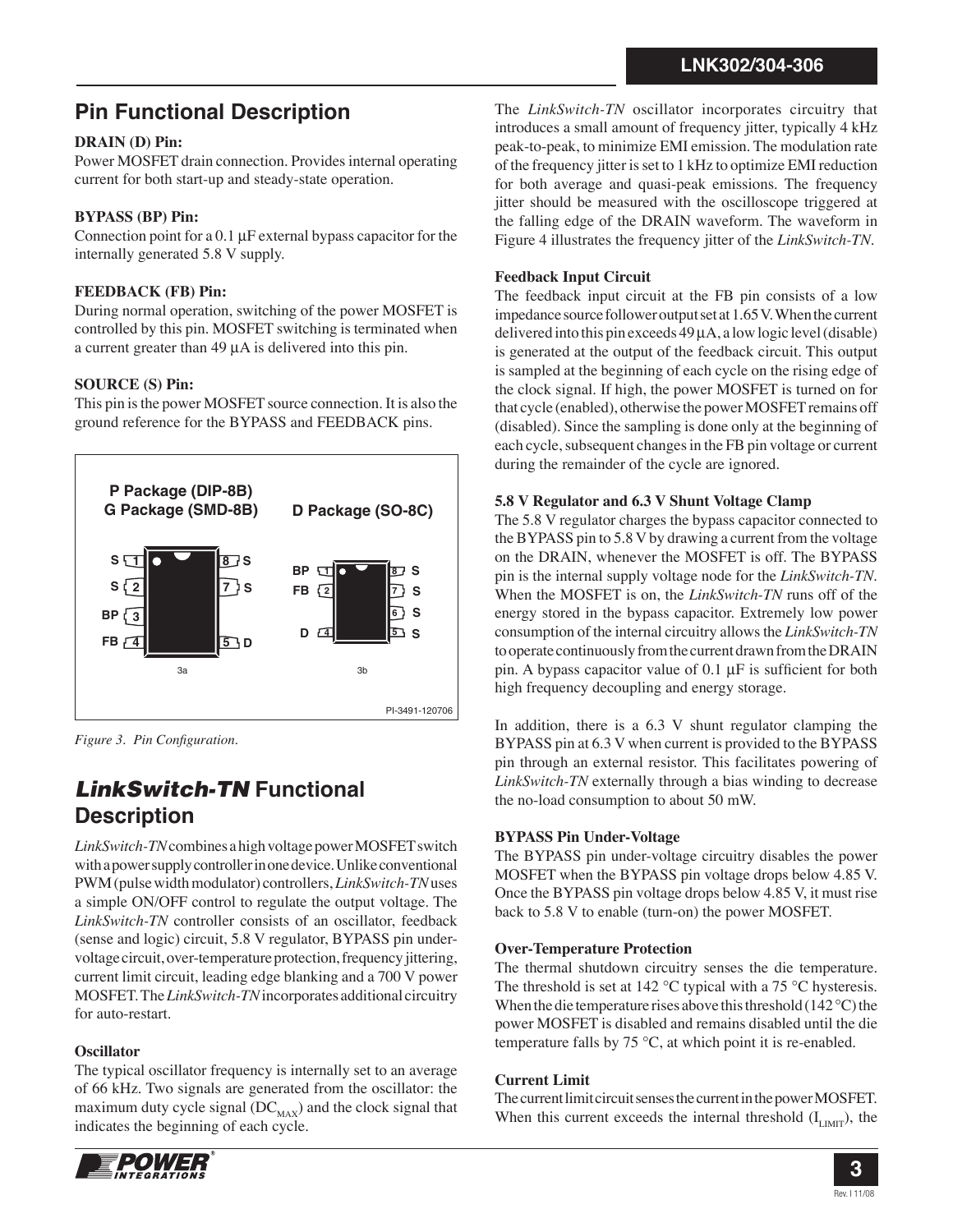## Pin Functional Description

**DRAIN (D) Pin:**

Power MOSFET drain connection. Provides internal operating current for both start-up and steady-state operation.

**BYPASS (BP) Pin:**

Connection point for a 0.1 µF external bypass capacitor for the internally generated 5.8 V supply.

**FEEDBACK (FB) Pin:**

During normal operation, switching of the power MOSFET is controlled by this pin. MOSFET switching is terminated when a current greater than 49 µA is delivered into this pin.

**SOURCE (S) Pin:**

This pin is the power MOSFET source connection. It is also the ground reference for the BYPASS and FEEDBACK pins.

P Package (DIP-8B)
G Package (SMD-8B)

D Package (SO-8C)

3a: S 1, S 2, BP 3, FB 4, D 5, S 7, S 8

3b: BP 1, FB 2, D 4, S 5, S 6, S 7, S 8

PI-3491-120706

*Figure 3. Pin Configuration.*

## *LinkSwitch-TN* Functional Description

*LinkSwitch-TN* combines a high voltage power MOSFET switch with a power supply controller in one device. Unlike conventional PWM (pulse width modulator) controllers, *LinkSwitch-TN* uses a simple ON/OFF control to regulate the output voltage. The *LinkSwitch-TN* controller consists of an oscillator, feedback (sense and logic) circuit, 5.8 V regulator, BYPASS pin under-voltage circuit, over-temperature protection, frequency jittering, current limit circuit, leading edge blanking and a 700 V power MOSFET. The *LinkSwitch-TN* incorporates additional circuitry for auto-restart.

**Oscillator**

The typical oscillator frequency is internally set to an average of 66 kHz. Two signals are generated from the oscillator: the maximum duty cycle signal ($DC_{MAX}$) and the clock signal that indicates the beginning of each cycle.

The *LinkSwitch-TN* oscillator incorporates circuitry that introduces a small amount of frequency jitter, typically 4 kHz peak-to-peak, to minimize EMI emission. The modulation rate of the frequency jitter is set to 1 kHz to optimize EMI reduction for both average and quasi-peak emissions. The frequency jitter should be measured with the oscilloscope triggered at the falling edge of the DRAIN waveform. The waveform in Figure 4 illustrates the frequency jitter of the *LinkSwitch-TN*.

**Feedback Input Circuit**

The feedback input circuit at the FB pin consists of a low impedance source follower output set at 1.65 V. When the current delivered into this pin exceeds 49 µA, a low logic level (disable) is generated at the output of the feedback circuit. This output is sampled at the beginning of each cycle on the rising edge of the clock signal. If high, the power MOSFET is turned on for that cycle (enabled), otherwise the power MOSFET remains off (disabled). Since the sampling is done only at the beginning of each cycle, subsequent changes in the FB pin voltage or current during the remainder of the cycle are ignored.

**5.8 V Regulator and 6.3 V Shunt Voltage Clamp**

The 5.8 V regulator charges the bypass capacitor connected to the BYPASS pin to 5.8 V by drawing a current from the voltage on the DRAIN, whenever the MOSFET is off. The BYPASS pin is the internal supply voltage node for the *LinkSwitch-TN*. When the MOSFET is on, the *LinkSwitch-TN* runs off of the energy stored in the bypass capacitor. Extremely low power consumption of the internal circuitry allows the *LinkSwitch-TN* to operate continuously from the current drawn from the DRAIN pin. A bypass capacitor value of 0.1 µF is sufficient for both high frequency decoupling and energy storage.

In addition, there is a 6.3 V shunt regulator clamping the BYPASS pin at 6.3 V when current is provided to the BYPASS pin through an external resistor. This facilitates powering of *LinkSwitch-TN* externally through a bias winding to decrease the no-load consumption to about 50 mW.

**BYPASS Pin Under-Voltage**

The BYPASS pin under-voltage circuitry disables the power MOSFET when the BYPASS pin voltage drops below 4.85 V. Once the BYPASS pin voltage drops below 4.85 V, it must rise back to 5.8 V to enable (turn-on) the power MOSFET.

**Over-Temperature Protection**

The thermal shutdown circuitry senses the die temperature. The threshold is set at 142 °C typical with a 75 °C hysteresis. When the die temperature rises above this threshold (142 °C) the power MOSFET is disabled and remains disabled until the die temperature falls by 75 °C, at which point it is re-enabled.

**Current Limit**

The current limit circuit senses the current in the power MOSFET. When this current exceeds the internal threshold ($I_{LIMIT}$), the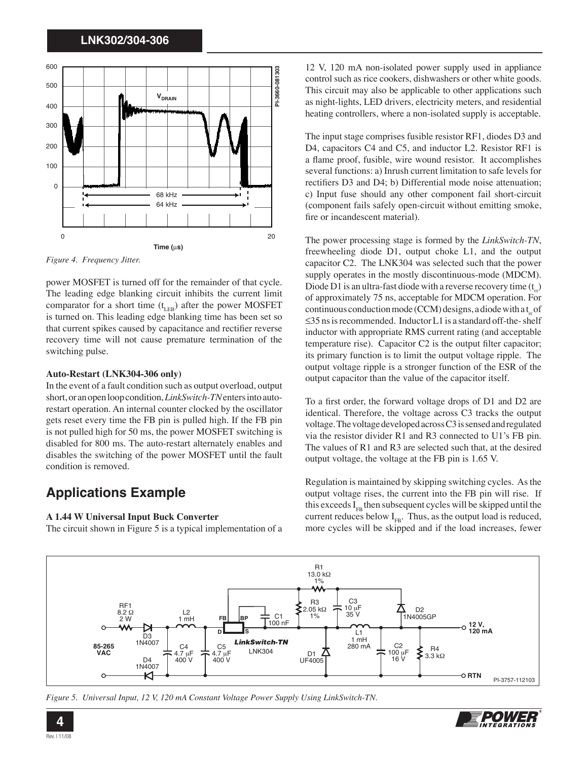Figure 4. Frequency Jitter.

power MOSFET is turned off for the remainder of that cycle. The leading edge blanking circuit inhibits the current limit comparator for a short time ($t_{LEB}$) after the power MOSFET is turned on. This leading edge blanking time has been set so that current spikes caused by capacitance and rectifier reverse recovery time will not cause premature termination of the switching pulse.

**Auto-Restart (LNK304-306 only)**

In the event of a fault condition such as output overload, output short, or an open loop condition, *LinkSwitch-TN* enters into auto-restart operation. An internal counter clocked by the oscillator gets reset every time the FB pin is pulled high. If the FB pin is not pulled high for 50 ms, the power MOSFET switching is disabled for 800 ms. The auto-restart alternately enables and disables the switching of the power MOSFET until the fault condition is removed.

## Applications Example

**A 1.44 W Universal Input Buck Converter**

The circuit shown in Figure 5 is a typical implementation of a 12 V, 120 mA non-isolated power supply used in appliance control such as rice cookers, dishwashers or other white goods. This circuit may also be applicable to other applications such as night-lights, LED drivers, electricity meters, and residential heating controllers, where a non-isolated supply is acceptable.

The input stage comprises fusible resistor RF1, diodes D3 and D4, capacitors C4 and C5, and inductor L2. Resistor RF1 is a flame proof, fusible, wire wound resistor. It accomplishes several functions: a) Inrush current limitation to safe levels for rectifiers D3 and D4; b) Differential mode noise attenuation; c) Input fuse should any other component fail short-circuit (component fails safely open-circuit without emitting smoke, fire or incandescent material).

The power processing stage is formed by the *LinkSwitch-TN*, freewheeling diode D1, output choke L1, and the output capacitor C2. The LNK304 was selected such that the power supply operates in the mostly discontinuous-mode (MDCM). Diode D1 is an ultra-fast diode with a reverse recovery time ($t_{rr}$) of approximately 75 ns, acceptable for MDCM operation. For continuous conduction mode (CCM) designs, a diode with a $t_{rr}$ of ≤35 ns is recommended. Inductor L1 is a standard off-the- shelf inductor with appropriate RMS current rating (and acceptable temperature rise). Capacitor C2 is the output filter capacitor; its primary function is to limit the output voltage ripple. The output voltage ripple is a stronger function of the ESR of the output capacitor than the value of the capacitor itself.

To a first order, the forward voltage drops of D1 and D2 are identical. Therefore, the voltage across C3 tracks the output voltage. The voltage developed across C3 is sensed and regulated via the resistor divider R1 and R3 connected to U1's FB pin. The values of R1 and R3 are selected such that, at the desired output voltage, the voltage at the FB pin is 1.65 V.

Regulation is maintained by skipping switching cycles. As the output voltage rises, the current into the FB pin will rise. If this exceeds $I_{FB}$ then subsequent cycles will be skipped until the current reduces below $I_{FB}$. Thus, as the output load is reduced, more cycles will be skipped and if the load increases, fewer

Figure 5. Universal Input, 12 V, 120 mA Constant Voltage Power Supply Using LinkSwitch-TN.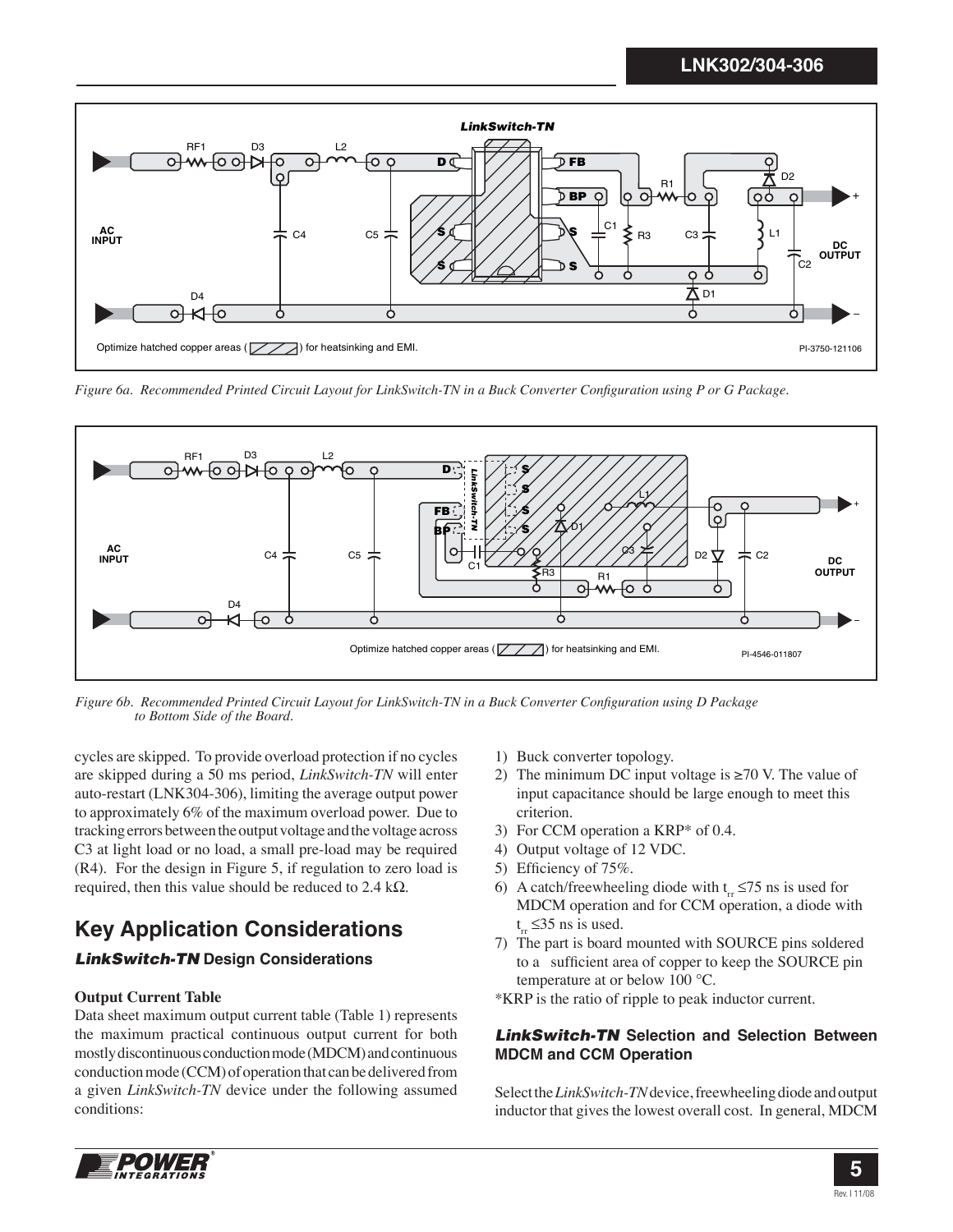Figure 6a. Recommended Printed Circuit Layout for LinkSwitch-TN in a Buck Converter Configuration using P or G Package.

Figure 6b. Recommended Printed Circuit Layout for LinkSwitch-TN in a Buck Converter Configuration using D Package to Bottom Side of the Board.

cycles are skipped. To provide overload protection if no cycles are skipped during a 50 ms period, *LinkSwitch-TN* will enter auto-restart (LNK304-306), limiting the average output power to approximately 6% of the maximum overload power. Due to tracking errors between the output voltage and the voltage across C3 at light load or no load, a small pre-load may be required (R4). For the design in Figure 5, if regulation to zero load is required, then this value should be reduced to 2.4 kΩ.

## Key Application Considerations

### *LinkSwitch-TN* Design Considerations

**Output Current Table**

Data sheet maximum output current table (Table 1) represents the maximum practical continuous output current for both mostly discontinuous conduction mode (MDCM) and continuous conduction mode (CCM) of operation that can be delivered from a given *LinkSwitch-TN* device under the following assumed conditions:

1) Buck converter topology.
2) The minimum DC input voltage is ≥70 V. The value of input capacitance should be large enough to meet this criterion.
3) For CCM operation a KRP* of 0.4.
4) Output voltage of 12 VDC.
5) Efficiency of 75%.
6) A catch/freewheeling diode with $t_{rr}$ ≤75 ns is used for MDCM operation and for CCM operation, a diode with $t_{rr}$ ≤35 ns is used.
7) The part is board mounted with SOURCE pins soldered to a sufficient area of copper to keep the SOURCE pin temperature at or below 100 °C.

*KRP is the ratio of ripple to peak inductor current.

### *LinkSwitch-TN* Selection and Selection Between MDCM and CCM Operation

Select the *LinkSwitch-TN* device, freewheeling diode and output inductor that gives the lowest overall cost. In general, MDCM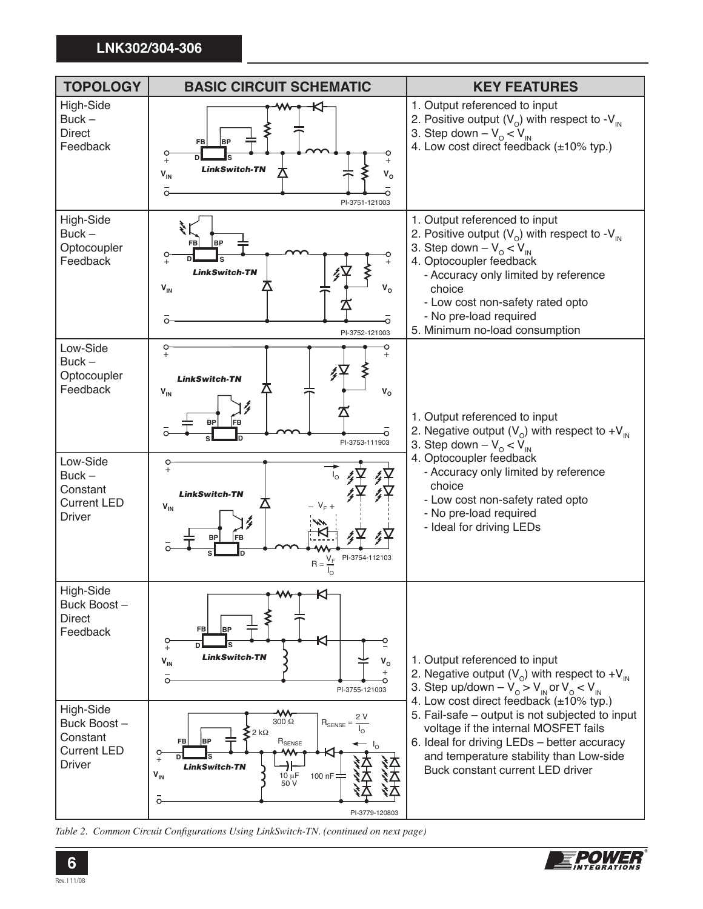| TOPOLOGY | BASIC CIRCUIT SCHEMATIC | KEY FEATURES |
|---|---|---|
| High-Side Buck – Direct Feedback | PI-3751-121003 | 1. Output referenced to input<br>2. Positive output ($V_O$) with respect to $-V_{IN}$<br>3. Step down – $V_O < V_{IN}$<br>4. Low cost direct feedback (±10% typ.) |
| High-Side Buck – Optocoupler Feedback | PI-3752-121003 | 1. Output referenced to input<br>2. Positive output ($V_O$) with respect to $-V_{IN}$<br>3. Step down – $V_O < V_{IN}$<br>4. Optocoupler feedback<br>- Accuracy only limited by reference choice<br>- Low cost non-safety rated opto<br>- No pre-load required<br>5. Minimum no-load consumption |
| Low-Side Buck – Optocoupler Feedback | PI-3753-111903 | 1. Output referenced to input<br>2. Negative output ($V_O$) with respect to $+V_{IN}$<br>3. Step down – $V_O < V_{IN}$<br>4. Optocoupler feedback<br>- Accuracy only limited by reference choice<br>- Low cost non-safety rated opto<br>- No pre-load required<br>- Ideal for driving LEDs |
| Low-Side Buck – Constant Current LED Driver | $R = \frac{V_F}{I_O}$ PI-3754-112103 | |
| High-Side Buck Boost – Direct Feedback | PI-3755-121003 | 1. Output referenced to input<br>2. Negative output ($V_O$) with respect to $+V_{IN}$<br>3. Step up/down – $V_O > V_{IN}$ or $V_O < V_{IN}$<br>4. Low cost direct feedback (±10% typ.)<br>5. Fail-safe – output is not subjected to input voltage if the internal MOSFET fails<br>6. Ideal for driving LEDs – better accuracy and temperature stability than Low-side Buck constant current LED driver |
| High-Side Buck Boost – Constant Current LED Driver | $R_{SENSE} = \frac{2\ V}{I_O}$ PI-3779-120803 | |

*Table 2. Common Circuit Configurations Using LinkSwitch-TN. (continued on next page)*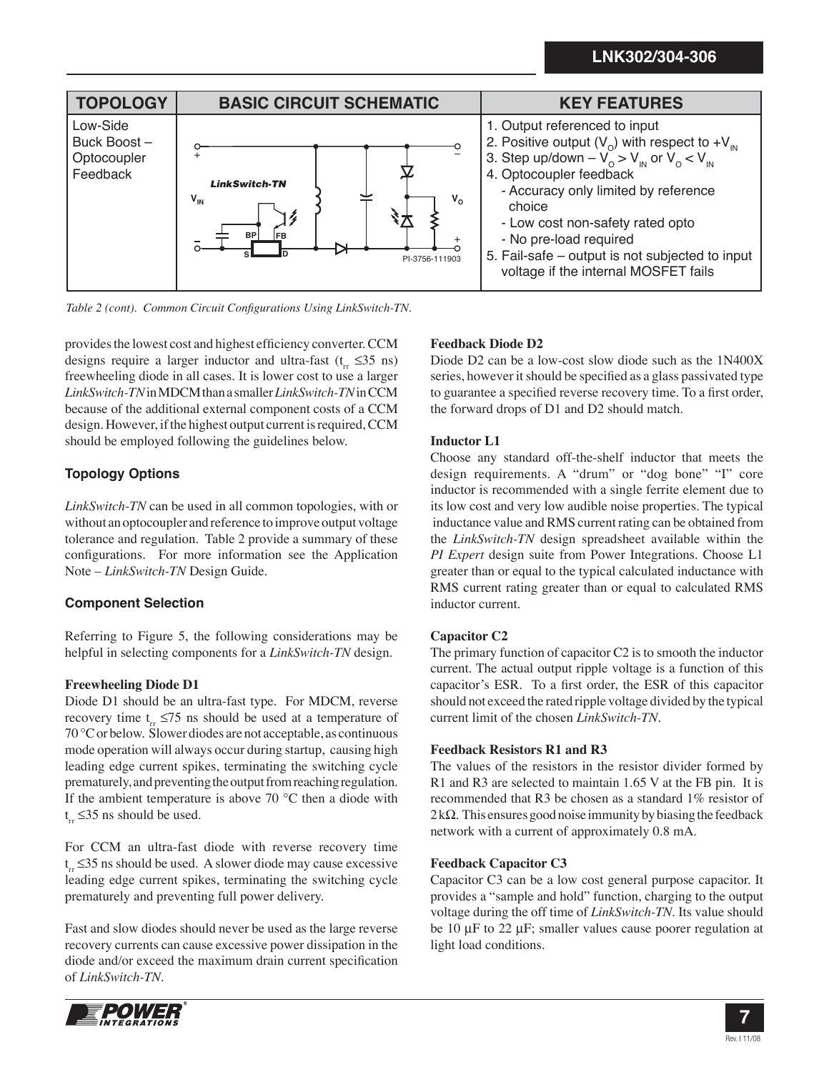| TOPOLOGY | BASIC CIRCUIT SCHEMATIC | KEY FEATURES |
|---|---|---|
| Low-Side Buck Boost – Optocoupler Feedback | | 1. Output referenced to input<br>2. Positive output ($V_O$) with respect to $+V_{IN}$<br>3. Step up/down – $V_O > V_{IN}$ or $V_O < V_{IN}$<br>4. Optocoupler feedback<br>- Accuracy only limited by reference choice<br>- Low cost non-safety rated opto<br>- No pre-load required<br>5. Fail-safe – output is not subjected to input voltage if the internal MOSFET fails |

*Table 2 (cont). Common Circuit Configurations Using LinkSwitch-TN.*

provides the lowest cost and highest efficiency converter. CCM designs require a larger inductor and ultra-fast ($t_{rr}$ ≤35 ns) freewheeling diode in all cases. It is lower cost to use a larger *LinkSwitch-TN* in MDCM than a smaller *LinkSwitch-TN* in CCM because of the additional external component costs of a CCM design. However, if the highest output current is required, CCM should be employed following the guidelines below.

### Topology Options

*LinkSwitch-TN* can be used in all common topologies, with or without an optocoupler and reference to improve output voltage tolerance and regulation. Table 2 provide a summary of these configurations. For more information see the Application Note – *LinkSwitch-TN* Design Guide.

### Component Selection

Referring to Figure 5, the following considerations may be helpful in selecting components for a *LinkSwitch-TN* design.

**Freewheeling Diode D1**

Diode D1 should be an ultra-fast type. For MDCM, reverse recovery time $t_{rr}$ ≤75 ns should be used at a temperature of 70 °C or below. Slower diodes are not acceptable, as continuous mode operation will always occur during startup, causing high leading edge current spikes, terminating the switching cycle prematurely, and preventing the output from reaching regulation. If the ambient temperature is above 70 °C then a diode with $t_{rr}$ ≤35 ns should be used.

For CCM an ultra-fast diode with reverse recovery time $t_{rr}$ ≤35 ns should be used. A slower diode may cause excessive leading edge current spikes, terminating the switching cycle prematurely and preventing full power delivery.

Fast and slow diodes should never be used as the large reverse recovery currents can cause excessive power dissipation in the diode and/or exceed the maximum drain current specification of *LinkSwitch-TN*.

**Feedback Diode D2**

Diode D2 can be a low-cost slow diode such as the 1N400X series, however it should be specified as a glass passivated type to guarantee a specified reverse recovery time. To a first order, the forward drops of D1 and D2 should match.

**Inductor L1**

Choose any standard off-the-shelf inductor that meets the design requirements. A "drum" or "dog bone" "I" core inductor is recommended with a single ferrite element due to its low cost and very low audible noise properties. The typical inductance value and RMS current rating can be obtained from the *LinkSwitch-TN* design spreadsheet available within the *PI Expert* design suite from Power Integrations. Choose L1 greater than or equal to the typical calculated inductance with RMS current rating greater than or equal to calculated RMS inductor current.

**Capacitor C2**

The primary function of capacitor C2 is to smooth the inductor current. The actual output ripple voltage is a function of this capacitor's ESR. To a first order, the ESR of this capacitor should not exceed the rated ripple voltage divided by the typical current limit of the chosen *LinkSwitch-TN*.

**Feedback Resistors R1 and R3**

The values of the resistors in the resistor divider formed by R1 and R3 are selected to maintain 1.65 V at the FB pin. It is recommended that R3 be chosen as a standard 1% resistor of 2 kΩ. This ensures good noise immunity by biasing the feedback network with a current of approximately 0.8 mA.

**Feedback Capacitor C3**

Capacitor C3 can be a low cost general purpose capacitor. It provides a "sample and hold" function, charging to the output voltage during the off time of *LinkSwitch-TN*. Its value should be 10 µF to 22 µF; smaller values cause poorer regulation at light load conditions.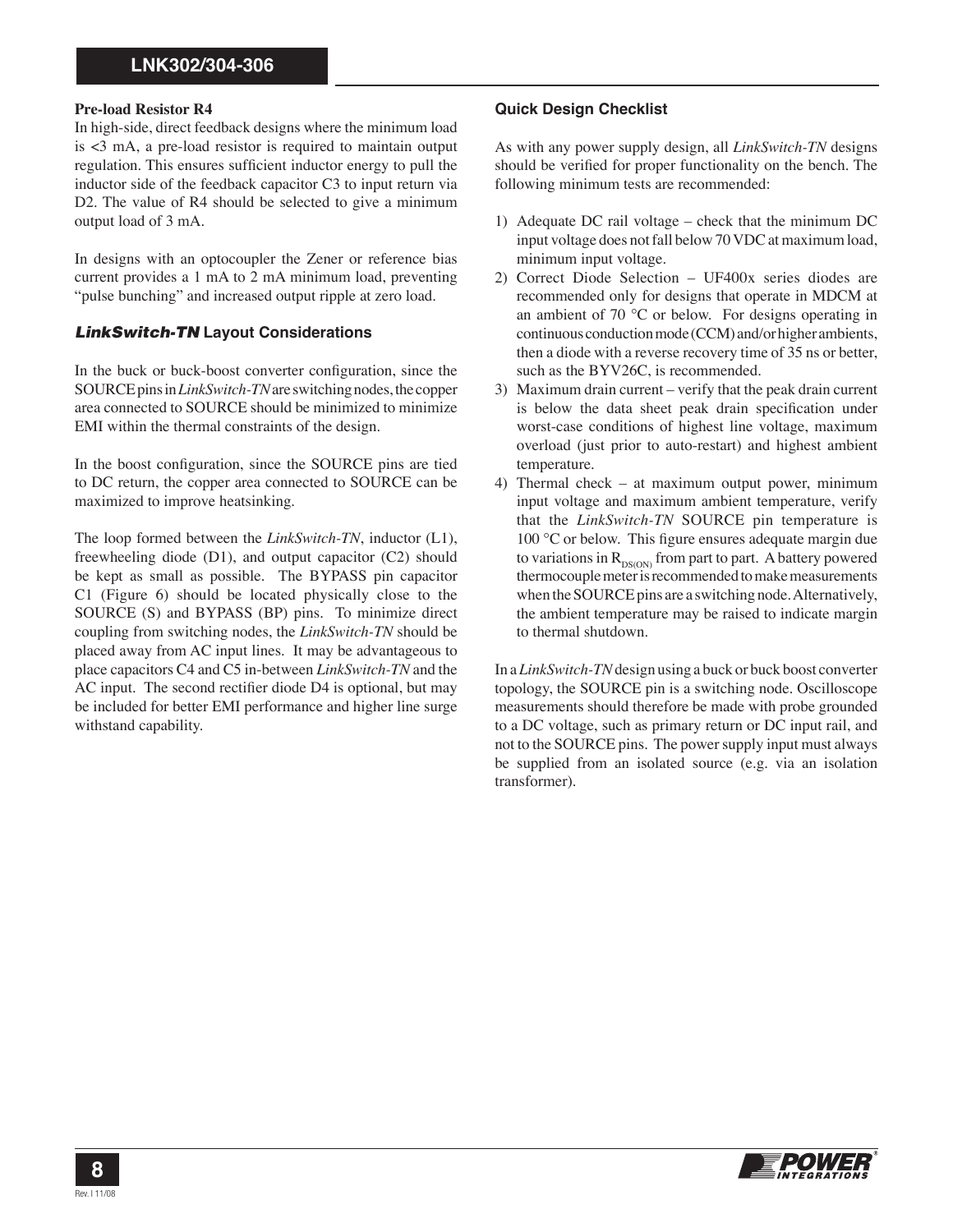### Pre-load Resistor R4

In high-side, direct feedback designs where the minimum load is <3 mA, a pre-load resistor is required to maintain output regulation. This ensures sufficient inductor energy to pull the inductor side of the feedback capacitor C3 to input return via D2. The value of R4 should be selected to give a minimum output load of 3 mA.

In designs with an optocoupler the Zener or reference bias current provides a 1 mA to 2 mA minimum load, preventing "pulse bunching" and increased output ripple at zero load.

### *LinkSwitch-TN* Layout Considerations

In the buck or buck-boost converter configuration, since the SOURCE pins in *LinkSwitch-TN* are switching nodes, the copper area connected to SOURCE should be minimized to minimize EMI within the thermal constraints of the design.

In the boost configuration, since the SOURCE pins are tied to DC return, the copper area connected to SOURCE can be maximized to improve heatsinking.

The loop formed between the *LinkSwitch-TN*, inductor (L1), freewheeling diode (D1), and output capacitor (C2) should be kept as small as possible. The BYPASS pin capacitor C1 (Figure 6) should be located physically close to the SOURCE (S) and BYPASS (BP) pins. To minimize direct coupling from switching nodes, the *LinkSwitch-TN* should be placed away from AC input lines. It may be advantageous to place capacitors C4 and C5 in-between *LinkSwitch-TN* and the AC input. The second rectifier diode D4 is optional, but may be included for better EMI performance and higher line surge withstand capability.

### Quick Design Checklist

As with any power supply design, all *LinkSwitch-TN* designs should be verified for proper functionality on the bench. The following minimum tests are recommended:

1) Adequate DC rail voltage – check that the minimum DC input voltage does not fall below 70 VDC at maximum load, minimum input voltage.
2) Correct Diode Selection – UF400x series diodes are recommended only for designs that operate in MDCM at an ambient of 70 °C or below. For designs operating in continuous conduction mode (CCM) and/or higher ambients, then a diode with a reverse recovery time of 35 ns or better, such as the BYV26C, is recommended.
3) Maximum drain current – verify that the peak drain current is below the data sheet peak drain specification under worst-case conditions of highest line voltage, maximum overload (just prior to auto-restart) and highest ambient temperature.
4) Thermal check – at maximum output power, minimum input voltage and maximum ambient temperature, verify that the *LinkSwitch-TN* SOURCE pin temperature is 100 °C or below. This figure ensures adequate margin due to variations in $R_{DS(ON)}$ from part to part. A battery powered thermocouple meter is recommended to make measurements when the SOURCE pins are a switching node. Alternatively, the ambient temperature may be raised to indicate margin to thermal shutdown.

In a *LinkSwitch-TN* design using a buck or buck boost converter topology, the SOURCE pin is a switching node. Oscilloscope measurements should therefore be made with probe grounded to a DC voltage, such as primary return or DC input rail, and not to the SOURCE pins. The power supply input must always be supplied from an isolated source (e.g. via an isolation transformer).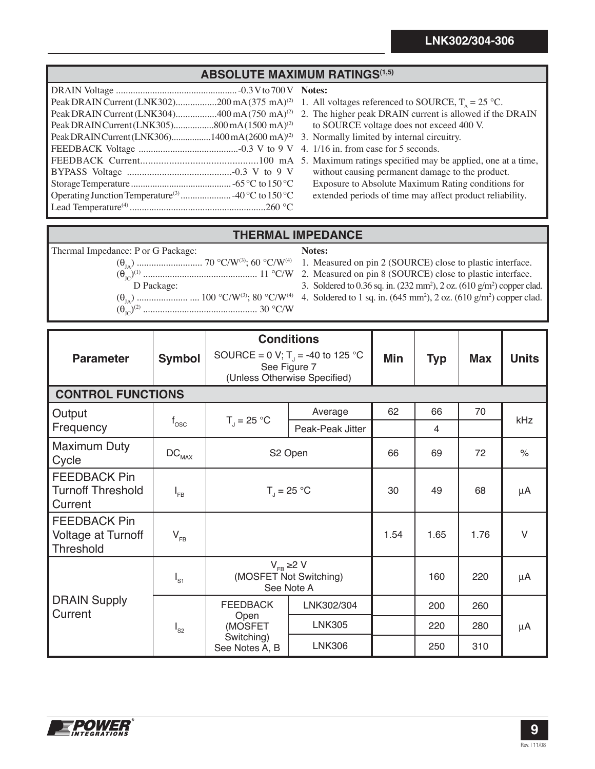## ABSOLUTE MAXIMUM RATINGS[1,5]

DRAIN Voltage .................................................. -0.3 V to 700 V
Peak DRAIN Current (LNK302)................200 mA (375 mA)[2]
Peak DRAIN Current (LNK304)................400 mA (750 mA)[2]
Peak DRAIN Current (LNK305)................800 mA (1500 mA)[2]
Peak DRAIN Current (LNK306)................1400 mA (2600 mA)[2]
FEEDBACK Voltage .........................................-0.3 V to 9 V
FEEDBACK Current.............................................100 mA
BYPASS Voltage ..........................................-0.3 V to 9 V
Storage Temperature .......................................... -65 °C to 150 °C
Operating Junction Temperature[3] ..................... -40 °C to 150 °C
Lead Temperature[4] .......................................................260 °C

**Notes:**

1. All voltages referenced to SOURCE, $T_A$ = 25 °C.
2. The higher peak DRAIN current is allowed if the DRAIN to SOURCE voltage does not exceed 400 V.
3. Normally limited by internal circuitry.
4. 1/16 in. from case for 5 seconds.
5. Maximum ratings specified may be applied, one at a time, without causing permanent damage to the product. Exposure to Absolute Maximum Rating conditions for extended periods of time may affect product reliability.

## THERMAL IMPEDANCE

Thermal Impedance: P or G Package:
($\theta_{JA}$) ........................... 70 °C/W[3]; 60 °C/W[4]
($\theta_{JC}$)[1] .............................................. 11 °C/W
D Package:
($\theta_{JA}$) ..................... .... 100 °C/W[3]; 80 °C/W[4]
($\theta_{JC}$)[2] .............................................. 30 °C/W

**Notes:**

1. Measured on pin 2 (SOURCE) close to plastic interface.
2. Measured on pin 8 (SOURCE) close to plastic interface.
3. Soldered to 0.36 sq. in. (232 mm²), 2 oz. (610 g/m²) copper clad.
4. Soldered to 1 sq. in. (645 mm²), 2 oz. (610 g/m²) copper clad.

| Parameter | Symbol | Conditions<br>SOURCE = 0 V; $T_J$ = -40 to 125 °C<br>See Figure 7<br>(Unless Otherwise Specified) | | Min | Typ | Max | Units |
|---|---|---|---|---|---|---|---|
| **CONTROL FUNCTIONS** | | | | | | | |
| Output Frequency | $f_{OSC}$ | $T_J$ = 25 °C | Average | 62 | 66 | 70 | kHz |
| | | | Peak-Peak Jitter | | 4 | | |
| Maximum Duty Cycle | $DC_{MAX}$ | S2 Open | | 66 | 69 | 72 | % |
| FEEDBACK Pin Turnoff Threshold Current | $I_{FB}$ | $T_J$ = 25 °C | | 30 | 49 | 68 | µA |
| FEEDBACK Pin Voltage at Turnoff Threshold | $V_{FB}$ | | | 1.54 | 1.65 | 1.76 | V |
| DRAIN Supply Current | $I_{S1}$ | $V_{FB}$ ≥2 V<br>(MOSFET Not Switching)<br>See Note A | | | 160 | 220 | µA |
| | $I_{S2}$ | FEEDBACK Open<br>(MOSFET Switching)<br>See Notes A, B | LNK302/304 | | 200 | 260 | µA |
| | | | LNK305 | | 220 | 280 | |
| | | | LNK306 | | 250 | 310 | |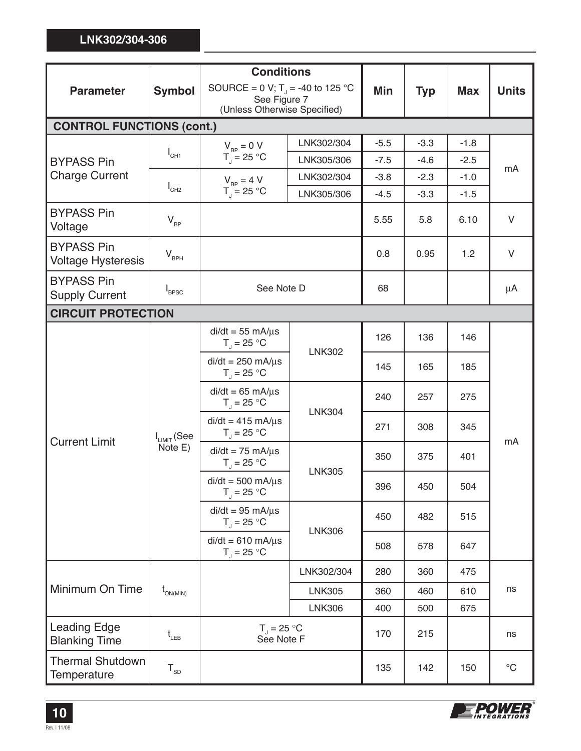| Parameter | Symbol | Conditions SOURCE = 0 V; $T_J$ = -40 to 125 °C See Figure 7 (Unless Otherwise Specified) | | Min | Typ | Max | Units |
|---|---|---|---|---|---|---|---|
| **CONTROL FUNCTIONS (cont.)** | | | | | | | |
| BYPASS Pin Charge Current | $I_{CH1}$ | $V_{BP}$ = 0 V $T_J$ = 25 °C | LNK302/304 | -5.5 | -3.3 | -1.8 | mA |
| | | | LNK305/306 | -7.5 | -4.6 | -2.5 | |
| | $I_{CH2}$ | $V_{BP}$ = 4 V $T_J$ = 25 °C | LNK302/304 | -3.8 | -2.3 | -1.0 | |
| | | | LNK305/306 | -4.5 | -3.3 | -1.5 | |
| BYPASS Pin Voltage | $V_{BP}$ | | | 5.55 | 5.8 | 6.10 | V |
| BYPASS Pin Voltage Hysteresis | $V_{BPH}$ | | | 0.8 | 0.95 | 1.2 | V |
| BYPASS Pin Supply Current | $I_{BPSC}$ | See Note D | | 68 | | | μA |
| **CIRCUIT PROTECTION** | | | | | | | |
| Current Limit | $I_{LIMIT}$ (See Note E) | di/dt = 55 mA/μs $T_J$ = 25 °C | LNK302 | 126 | 136 | 146 | mA |
| | | di/dt = 250 mA/μs $T_J$ = 25 °C | | 145 | 165 | 185 | |
| | | di/dt = 65 mA/μs $T_J$ = 25 °C | LNK304 | 240 | 257 | 275 | |
| | | di/dt = 415 mA/μs $T_J$ = 25 °C | | 271 | 308 | 345 | |
| | | di/dt = 75 mA/μs $T_J$ = 25 °C | LNK305 | 350 | 375 | 401 | |
| | | di/dt = 500 mA/μs $T_J$ = 25 °C | | 396 | 450 | 504 | |
| | | di/dt = 95 mA/μs $T_J$ = 25 °C | LNK306 | 450 | 482 | 515 | |
| | | di/dt = 610 mA/μs $T_J$ = 25 °C | | 508 | 578 | 647 | |
| Minimum On Time | $t_{ON(MIN)}$ | | LNK302/304 | 280 | 360 | 475 | ns |
| | | | LNK305 | 360 | 460 | 610 | |
| | | | LNK306 | 400 | 500 | 675 | |
| Leading Edge Blanking Time | $t_{LEB}$ | $T_J$ = 25 °C See Note F | | 170 | 215 | | ns |
| Thermal Shutdown Temperature | $T_{SD}$ | | | 135 | 142 | 150 | °C |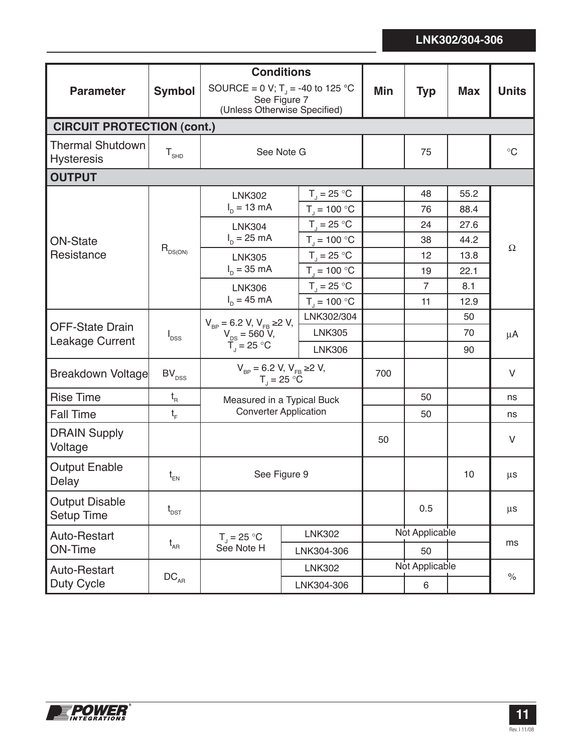| Parameter | Symbol | Conditions<br>SOURCE = 0 V; $T_J$ = -40 to 125 °C<br>See Figure 7<br>(Unless Otherwise Specified) | | Min | Typ | Max | Units |
|---|---|---|---|---|---|---|---|
| **CIRCUIT PROTECTION (cont.)** | | | | | | | |
| Thermal Shutdown Hysteresis | $T_{SHD}$ | See Note G | | | 75 | | °C |
| **OUTPUT** | | | | | | | |
| ON-State Resistance | $R_{DS(ON)}$ | LNK302<br>$I_D$ = 13 mA | $T_J$ = 25 °C | | 48 | 55.2 | Ω |
| | | | $T_J$ = 100 °C | | 76 | 88.4 | |
| | | LNK304<br>$I_D$ = 25 mA | $T_J$ = 25 °C | | 24 | 27.6 | |
| | | | $T_J$ = 100 °C | | 38 | 44.2 | |
| | | LNK305<br>$I_D$ = 35 mA | $T_J$ = 25 °C | | 12 | 13.8 | |
| | | | $T_J$ = 100 °C | | 19 | 22.1 | |
| | | LNK306<br>$I_D$ = 45 mA | $T_J$ = 25 °C | | 7 | 8.1 | |
| | | | $T_J$ = 100 °C | | 11 | 12.9 | |
| OFF-State Drain Leakage Current | $I_{DSS}$ | $V_{BP}$ = 6.2 V, $V_{FB}$ ≥2 V,<br>$V_{DS}$ = 560 V,<br>$T_J$ = 25 °C | LNK302/304 | | | 50 | μA |
| | | | LNK305 | | | 70 | |
| | | | LNK306 | | | 90 | |
| Breakdown Voltage | $BV_{DSS}$ | $V_{BP}$ = 6.2 V, $V_{FB}$ ≥2 V,<br>$T_J$ = 25 °C | | 700 | | | V |
| Rise Time | $t_R$ | Measured in a Typical Buck Converter Application | | | 50 | | ns |
| Fall Time | $t_F$ | | | | 50 | | ns |
| DRAIN Supply Voltage | | | | 50 | | | V |
| Output Enable Delay | $t_{EN}$ | See Figure 9 | | | | 10 | μs |
| Output Disable Setup Time | $t_{DST}$ | | | | 0.5 | | μs |
| Auto-Restart ON-Time | $t_{AR}$ | $T_J$ = 25 °C<br>See Note H | LNK302 | | Not Applicable | | ms |
| | | | LNK304-306 | | 50 | | |
| Auto-Restart Duty Cycle | $DC_{AR}$ | | LNK302 | | Not Applicable | | % |
| | | | LNK304-306 | | 6 | | |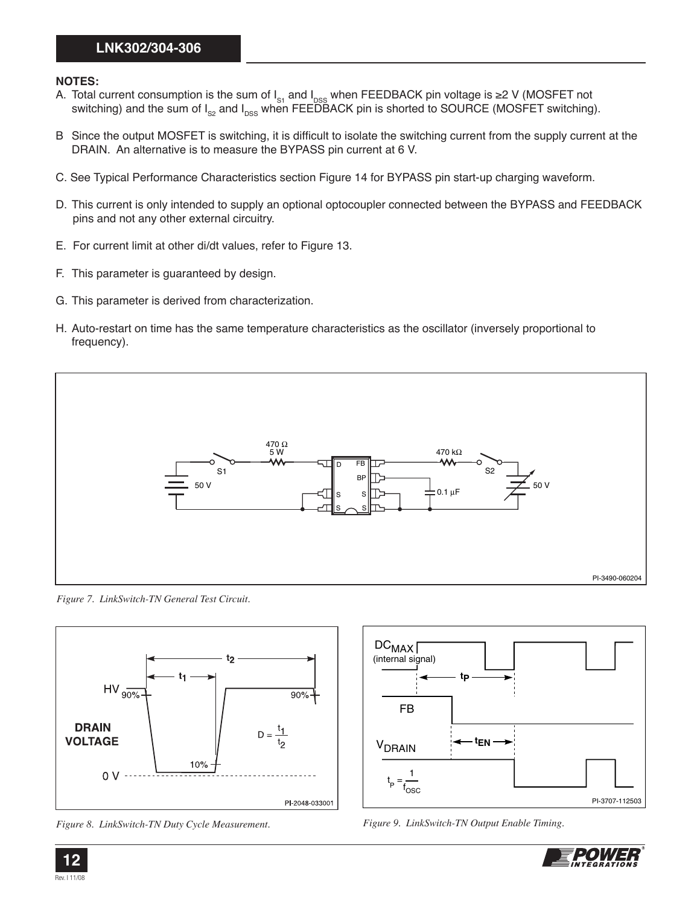**NOTES:**

A. Total current consumption is the sum of $I_{S1}$ and $I_{DSS}$ when FEEDBACK pin voltage is ≥2 V (MOSFET not switching) and the sum of $I_{S2}$ and $I_{DSS}$ when FEEDBACK pin is shorted to SOURCE (MOSFET switching).

B Since the output MOSFET is switching, it is difficult to isolate the switching current from the supply current at the DRAIN. An alternative is to measure the BYPASS pin current at 6 V.

C. See Typical Performance Characteristics section Figure 14 for BYPASS pin start-up charging waveform.

D. This current is only intended to supply an optional optocoupler connected between the BYPASS and FEEDBACK pins and not any other external circuitry.

E. For current limit at other di/dt values, refer to Figure 13.

F. This parameter is guaranteed by design.

G. This parameter is derived from characterization.

H. Auto-restart on time has the same temperature characteristics as the oscillator (inversely proportional to frequency).

*Figure 7. LinkSwitch-TN General Test Circuit.*

*Figure 8. LinkSwitch-TN Duty Cycle Measurement.*

*Figure 9. LinkSwitch-TN Output Enable Timing.*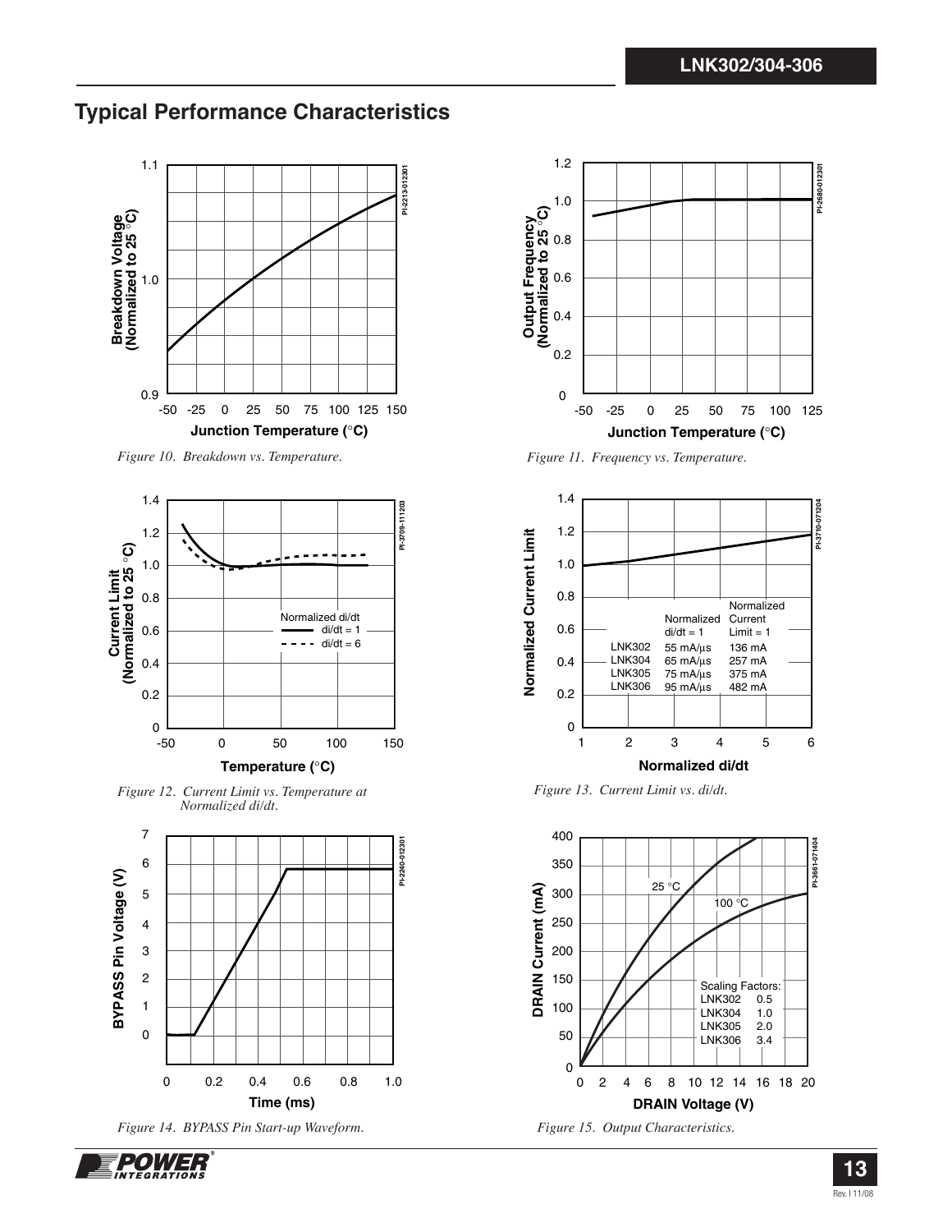## Typical Performance Characteristics

*Figure 10. Breakdown vs. Temperature.*

*Figure 11. Frequency vs. Temperature.*

*Figure 12. Current Limit vs. Temperature at Normalized di/dt.*

*Figure 13. Current Limit vs. di/dt.*

*Figure 14. BYPASS Pin Start-up Waveform.*

*Figure 15. Output Characteristics.*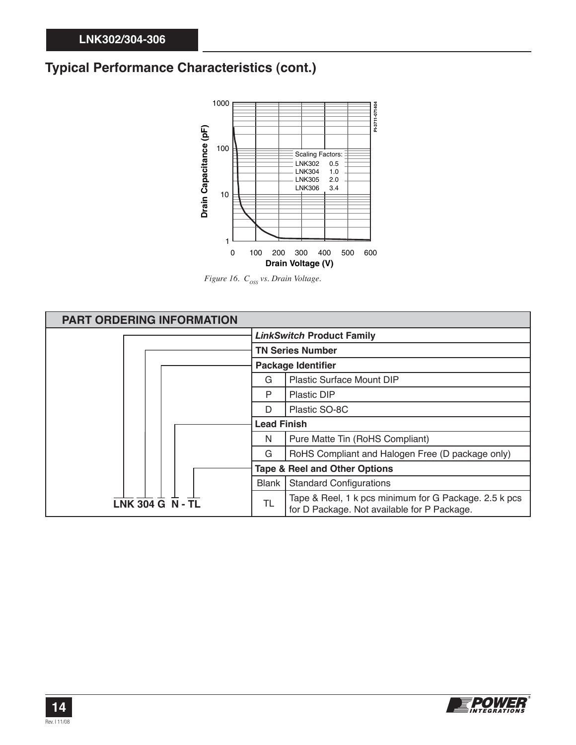## Typical Performance Characteristics (cont.)

Figure 16. $C_{OSS}$ vs. Drain Voltage.

## PART ORDERING INFORMATION

**LNK 304 G N - TL**

| | |
|---|---|
| ***LinkSwitch* Product Family** | |
| **TN Series Number** | |
| **Package Identifier** | |
| G | Plastic Surface Mount DIP |
| P | Plastic DIP |
| D | Plastic SO-8C |
| **Lead Finish** | |
| N | Pure Matte Tin (RoHS Compliant) |
| G | RoHS Compliant and Halogen Free (D package only) |
| **Tape & Reel and Other Options** | |
| Blank | Standard Configurations |
| TL | Tape & Reel, 1 k pcs minimum for G Package. 2.5 k pcs for D Package. Not available for P Package. |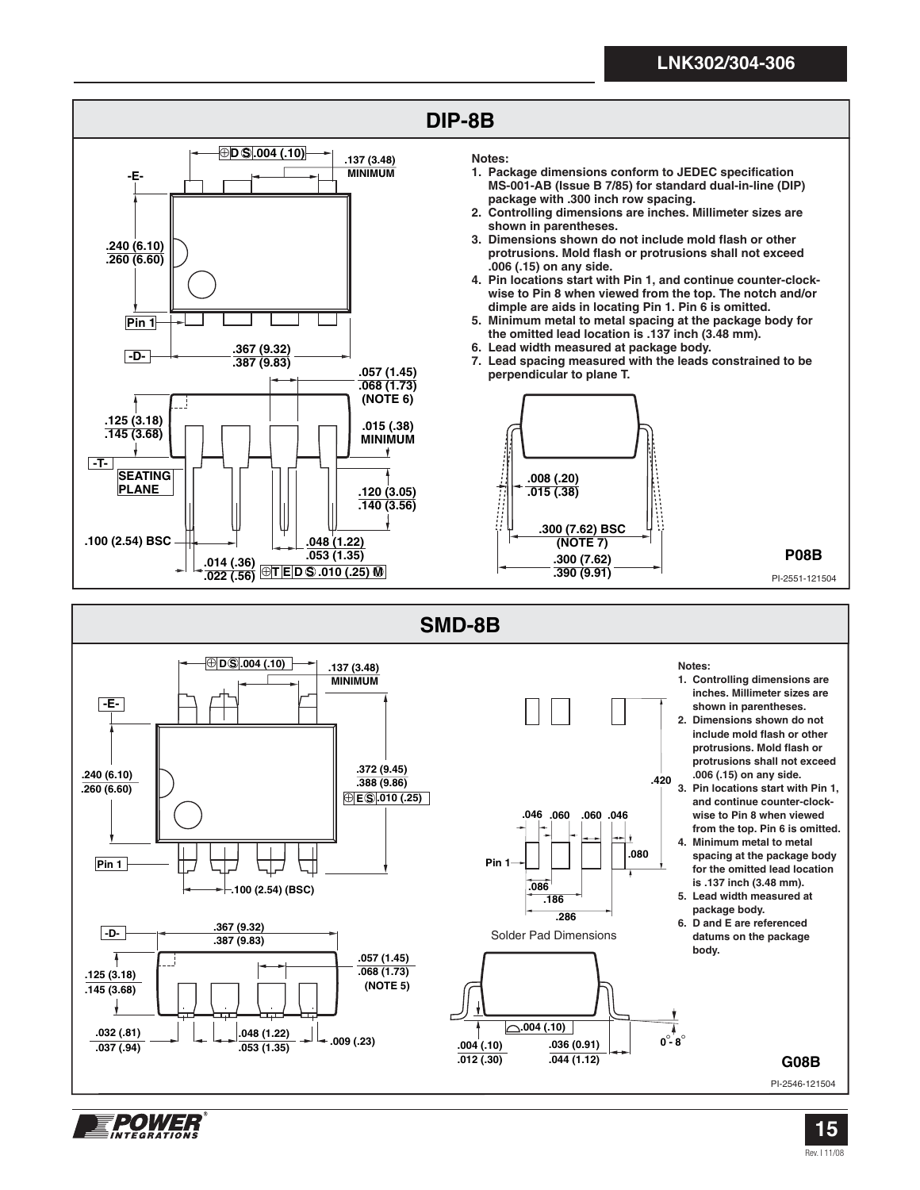## DIP-8B

**Notes:**

1. Package dimensions conform to JEDEC specification MS-001-AB (Issue B 7/85) for standard dual-in-line (DIP) package with .300 inch row spacing.
2. Controlling dimensions are inches. Millimeter sizes are shown in parentheses.
3. Dimensions shown do not include mold flash or other protrusions. Mold flash or protrusions shall not exceed .006 (.15) on any side.
4. Pin locations start with Pin 1, and continue counter-clockwise to Pin 8 when viewed from the top. The notch and/or dimple are aids in locating Pin 1. Pin 6 is omitted.
5. Minimum metal to metal spacing at the package body for the omitted lead location is .137 inch (3.48 mm).
6. Lead width measured at package body.
7. Lead spacing measured with the leads constrained to be perpendicular to plane T.

-E- ; .240 (6.10) / .260 (6.60) ; Pin 1 ; -D- ; .367 (9.32) / .387 (9.83) ; ⊕ D Ⓢ .004 (.10) ; .137 (3.48) MINIMUM ; .057 (1.45) / .068 (1.73) (NOTE 6) ; .125 (3.18) / .145 (3.68) ; .015 (.38) MINIMUM ; -T- SEATING PLANE ; .120 (3.05) / .140 (3.56) ; .100 (2.54) BSC ; .048 (1.22) / .053 (1.35) ; .014 (.36) / .022 (.56) ; ⊕ T E D Ⓢ .010 (.25) Ⓜ ; .008 (.20) / .015 (.38) ; .300 (7.62) BSC (NOTE 7) ; .300 (7.62) / .390 (9.91)

**P08B**

PI-2551-121504

## SMD-8B

**Notes:**

1. Controlling dimensions are inches. Millimeter sizes are shown in parentheses.
2. Dimensions shown do not include mold flash or other protrusions. Mold flash or protrusions shall not exceed .006 (.15) on any side.
3. Pin locations start with Pin 1, and continue counter-clockwise to Pin 8 when viewed from the top. Pin 6 is omitted.
4. Minimum metal to metal spacing at the package body for the omitted lead location is .137 inch (3.48 mm).
5. Lead width measured at package body.
6. D and E are referenced datums on the package body.

-E- ; ⊕ D Ⓢ .004 (.10) ; .137 (3.48) MINIMUM ; .240 (6.10) / .260 (6.60) ; .372 (9.45) / .388 (9.86) ; ⊕ E Ⓢ .010 (.25) ; Pin 1 ; .100 (2.54) (BSC) ; -D- ; .367 (9.32) / .387 (9.83) ; .057 (1.45) / .068 (1.73) (NOTE 5) ; .125 (3.18) / .145 (3.68) ; .032 (.81) / .037 (.94) ; .048 (1.22) / .053 (1.35) ; .009 (.23)

Solder Pad Dimensions: .420 ; .046 ; .060 ; .060 ; .046 ; .080 ; Pin 1 ; .086 ; .186 ; .286

.004 (.10) ; .004 (.10) / .012 (.30) ; .036 (0.91) / .044 (1.12) ; 0° - 8°

**G08B**

PI-2546-121504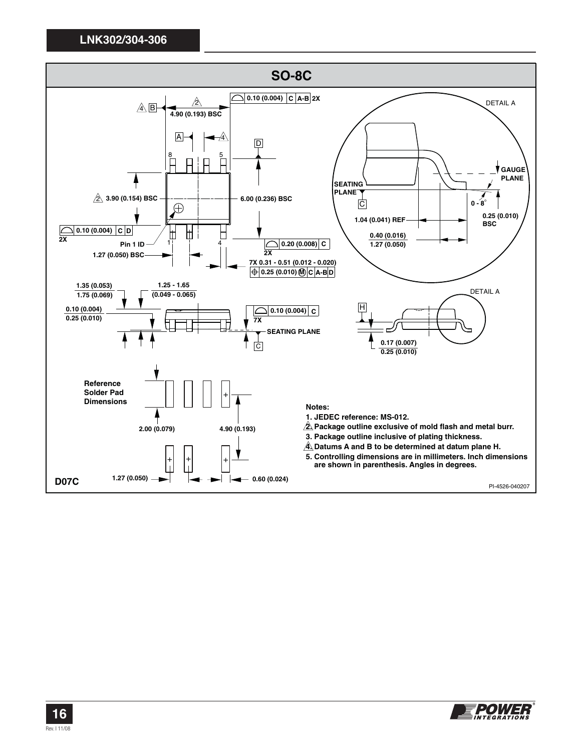## SO-8C

DETAIL A

4.90 (0.193) BSC

3.90 (0.154) BSC

6.00 (0.236) BSC

0.10 (0.004) | C | A-B | 2X

0.10 (0.004) | C | D | 2X

0.20 (0.008) | C | 2X

Pin 1 ID

1.27 (0.050) BSC

7X 0.31 - 0.51 (0.012 - 0.020)

0.25 (0.010) M | C | A-B | D

GAUGE PLANE

SEATING PLANE

0 - 8°

0.25 (0.010) BSC

1.04 (0.041) REF

0.40 (0.016) / 1.27 (0.050)

1.35 (0.053) / 1.75 (0.069)

1.25 - 1.65 (0.049 - 0.065)

0.10 (0.004) / 0.25 (0.010)

0.10 (0.004) | C | 7X

SEATING PLANE

0.17 (0.007) / 0.25 (0.010)

Reference Solder Pad Dimensions

2.00 (0.079)

4.90 (0.193)

1.27 (0.050)

0.60 (0.024)

**Notes:**

1. JEDEC reference: MS-012.
2. Package outline exclusive of mold flash and metal burr.
3. Package outline inclusive of plating thickness.
4. Datums A and B to be determined at datum plane H.
5. Controlling dimensions are in millimeters. Inch dimensions are shown in parenthesis. Angles in degrees.

D07C

PI-4526-040207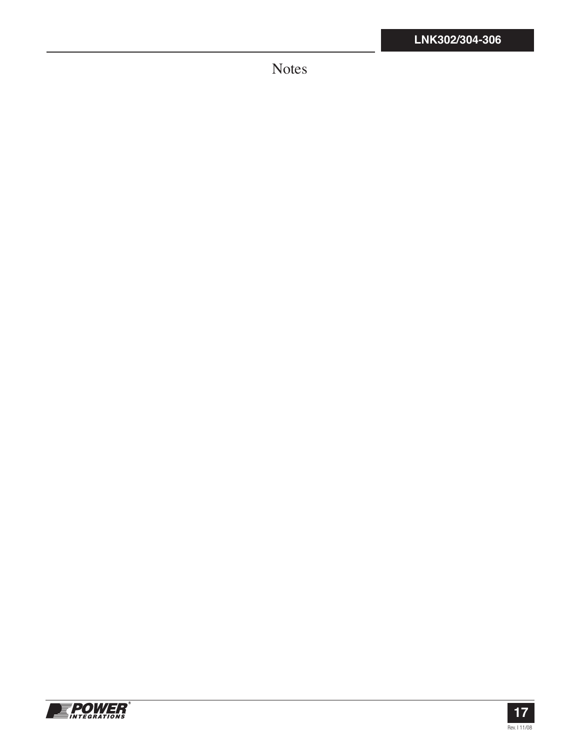# Notes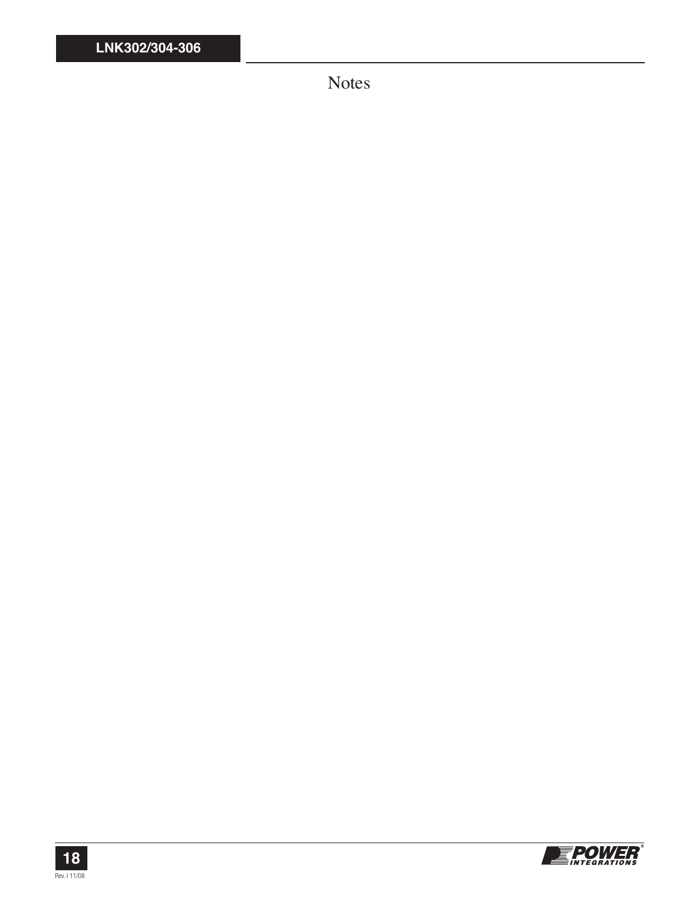# Notes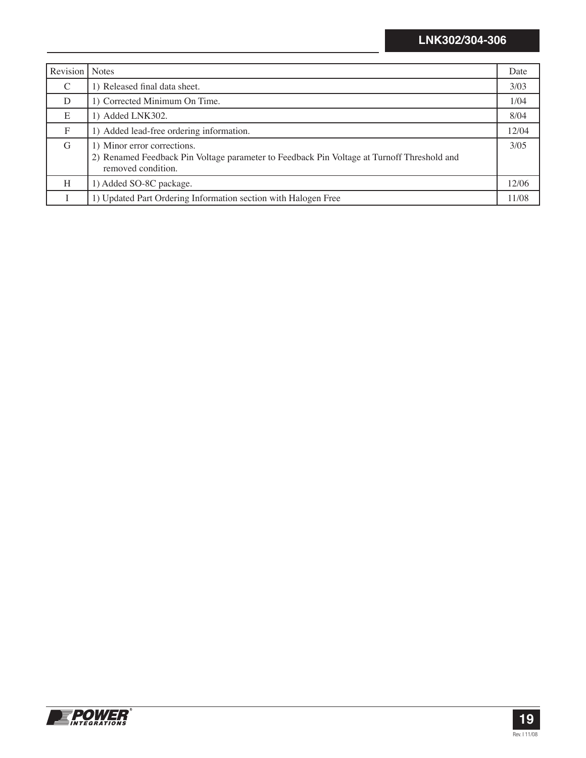| Revision | Notes | Date |
|---|---|---|
| C | 1) Released final data sheet. | 3/03 |
| D | 1) Corrected Minimum On Time. | 1/04 |
| E | 1) Added LNK302. | 8/04 |
| F | 1) Added lead-free ordering information. | 12/04 |
| G | 1) Minor error corrections.<br>2) Renamed Feedback Pin Voltage parameter to Feedback Pin Voltage at Turnoff Threshold and removed condition. | 3/05 |
| H | 1) Added SO-8C package. | 12/06 |
| I | 1) Updated Part Ordering Information section with Halogen Free | 11/08 |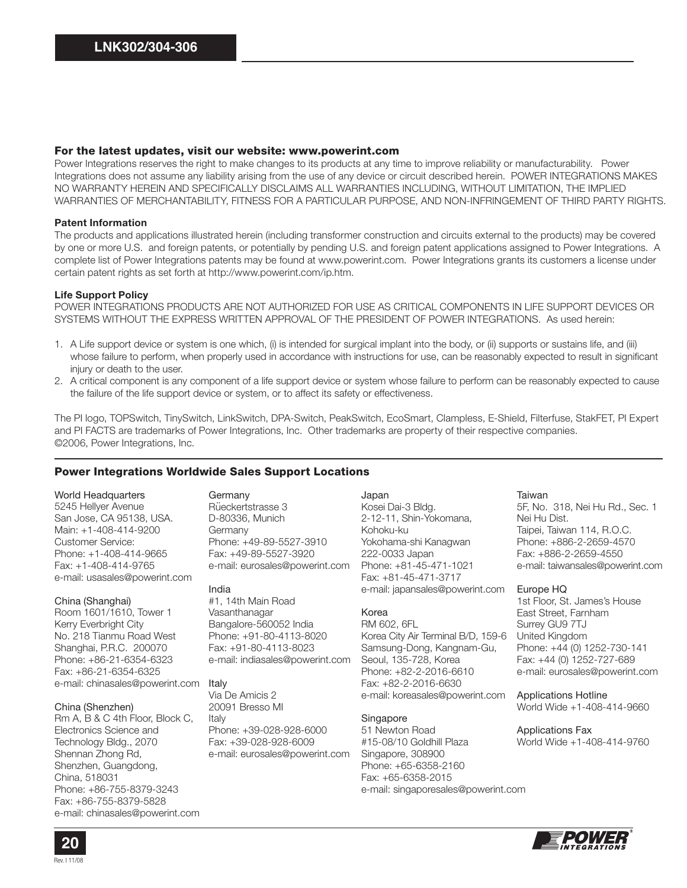## For the latest updates, visit our website: www.powerint.com

Power Integrations reserves the right to make changes to its products at any time to improve reliability or manufacturability. Power Integrations does not assume any liability arising from the use of any device or circuit described herein. POWER INTEGRATIONS MAKES NO WARRANTY HEREIN AND SPECIFICALLY DISCLAIMS ALL WARRANTIES INCLUDING, WITHOUT LIMITATION, THE IMPLIED WARRANTIES OF MERCHANTABILITY, FITNESS FOR A PARTICULAR PURPOSE, AND NON-INFRINGEMENT OF THIRD PARTY RIGHTS.

### Patent Information

The products and applications illustrated herein (including transformer construction and circuits external to the products) may be covered by one or more U.S. and foreign patents, or potentially by pending U.S. and foreign patent applications assigned to Power Integrations. A complete list of Power Integrations patents may be found at www.powerint.com. Power Integrations grants its customers a license under certain patent rights as set forth at http://www.powerint.com/ip.htm.

### Life Support Policy

POWER INTEGRATIONS PRODUCTS ARE NOT AUTHORIZED FOR USE AS CRITICAL COMPONENTS IN LIFE SUPPORT DEVICES OR SYSTEMS WITHOUT THE EXPRESS WRITTEN APPROVAL OF THE PRESIDENT OF POWER INTEGRATIONS. As used herein:

1. A Life support device or system is one which, (i) is intended for surgical implant into the body, or (ii) supports or sustains life, and (iii) whose failure to perform, when properly used in accordance with instructions for use, can be reasonably expected to result in significant injury or death to the user.
2. A critical component is any component of a life support device or system whose failure to perform can be reasonably expected to cause the failure of the life support device or system, or to affect its safety or effectiveness.

The PI logo, TOPSwitch, TinySwitch, LinkSwitch, DPA-Switch, PeakSwitch, EcoSmart, Clampless, E-Shield, Filterfuse, StakFET, PI Expert and PI FACTS are trademarks of Power Integrations, Inc. Other trademarks are property of their respective companies.
©2006, Power Integrations, Inc.

## Power Integrations Worldwide Sales Support Locations

**World Headquarters**
5245 Hellyer Avenue
San Jose, CA 95138, USA.
Main: +1-408-414-9200
Customer Service:
Phone: +1-408-414-9665
Fax: +1-408-414-9765
e-mail: usasales@powerint.com

**China (Shanghai)**
Room 1601/1610, Tower 1
Kerry Everbright City
No. 218 Tianmu Road West
Shanghai, P.R.C. 200070
Phone: +86-21-6354-6323
Fax: +86-21-6354-6325
e-mail: chinasales@powerint.com

**China (Shenzhen)**
Rm A, B & C 4th Floor, Block C,
Electronics Science and
Technology Bldg., 2070
Shennan Zhong Rd,
Shenzhen, Guangdong,
China, 518031
Phone: +86-755-8379-3243
Fax: +86-755-8379-5828
e-mail: chinasales@powerint.com

**Germany**
Rüeckertstrasse 3
D-80336, Munich
Germany
Phone: +49-89-5527-3910
Fax: +49-89-5527-3920
e-mail: eurosales@powerint.com

**India**
#1, 14th Main Road
Vasanthanagar
Bangalore-560052 India
Phone: +91-80-4113-8020
Fax: +91-80-4113-8023
e-mail: indiasales@powerint.com

**Italy**
Via De Amicis 2
20091 Bresso MI
Italy
Phone: +39-028-928-6000
Fax: +39-028-928-6009
e-mail: eurosales@powerint.com

**Japan**
Kosei Dai-3 Bldg.
2-12-11, Shin-Yokomana,
Kohoku-ku
Yokohama-shi Kanagwan
222-0033 Japan
Phone: +81-45-471-1021
Fax: +81-45-471-3717
e-mail: japansales@powerint.com

**Korea**
RM 602, 6FL
Korea City Air Terminal B/D, 159-6
Samsung-Dong, Kangnam-Gu,
Seoul, 135-728, Korea
Phone: +82-2-2016-6610
Fax: +82-2-2016-6630
e-mail: koreasales@powerint.com

**Singapore**
51 Newton Road
#15-08/10 Goldhill Plaza
Singapore, 308900
Phone: +65-6358-2160
Fax: +65-6358-2015
e-mail: singaporesales@powerint.com

**Taiwan**
5F, No. 318, Nei Hu Rd., Sec. 1
Nei Hu Dist.
Taipei, Taiwan 114, R.O.C.
Phone: +886-2-2659-4570
Fax: +886-2-2659-4550
e-mail: taiwansales@powerint.com

**Europe HQ**
1st Floor, St. James's House
East Street, Farnham
Surrey GU9 7TJ
United Kingdom
Phone: +44 (0) 1252-730-141
Fax: +44 (0) 1252-727-689
e-mail: eurosales@powerint.com

**Applications Hotline**
World Wide +1-408-414-9660

**Applications Fax**
World Wide +1-408-414-9760

Rev. I 11/08